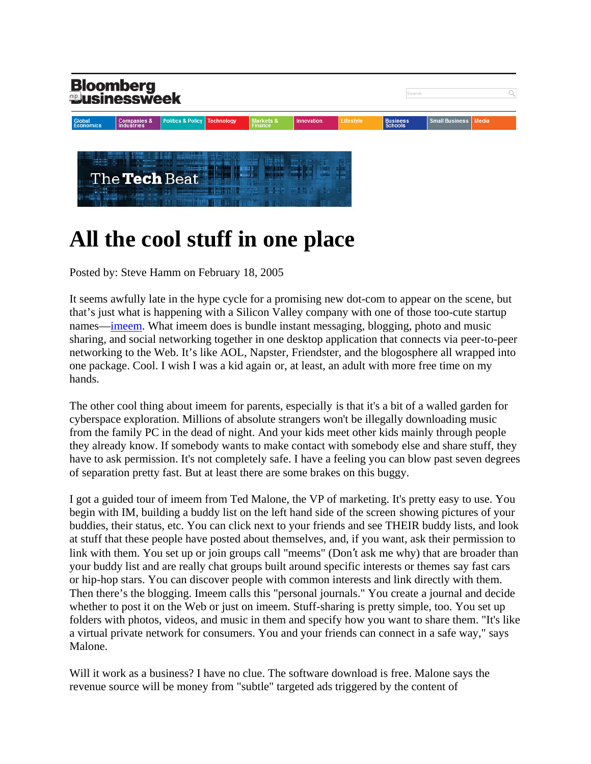# All the cool stuff in one place

Posted by: Steve Hamm on February 18, 2005

It seems awfully late in the hype cycle for a promising new dot-com to appear on the scene, but that's just what is happening with a Silicon Valley company with one of those too-cute startup names—imeem. What imeem does is bundle instant messaging, blogging, photo and music sharing, and social networking together in one desktop application that connects via peer-to-peer networking to the Web. It's like AOL, Napster, Friendster, and the blogosphere all wrapped into one package. Cool. I wish I was a kid again or, at least, an adult with more free time on my hands.

The other cool thing about imeem for parents, especially is that it's a bit of a walled garden for cyberspace exploration. Millions of absolute strangers won't be illegally downloading music from the family PC in the dead of night. And your kids meet other kids mainly through people they already know. If somebody wants to make contact with somebody else and share stuff, they have to ask permission. It's not completely safe. I have a feeling you can blow past seven degrees of separation pretty fast. But at least there are some brakes on this buggy.

I got a guided tour of imeem from Ted Malone, the VP of marketing. It's pretty easy to use. You begin with IM, building a buddy list on the left hand side of the screen showing pictures of your buddies, their status, etc. You can click next to your friends and see THEIR buddy lists, and look at stuff that these people have posted about themselves, and, if you want, ask their permission to link with them. You set up or join groups call "meems" (Don't ask me why) that are broader than your buddy list and are really chat groups built around specific interests or themes say fast cars or hip-hop stars. You can discover people with common interests and link directly with them. Then there's the blogging. Imeem calls this "personal journals." You create a journal and decide whether to post it on the Web or just on imeem. Stuff-sharing is pretty simple, too. You set up folders with photos, videos, and music in them and specify how you want to share them. "It's like a virtual private network for consumers. You and your friends can connect in a safe way," says Malone.

Will it work as a business? I have no clue. The software download is free. Malone says the revenue source will be money from "subtle" targeted ads triggered by the content of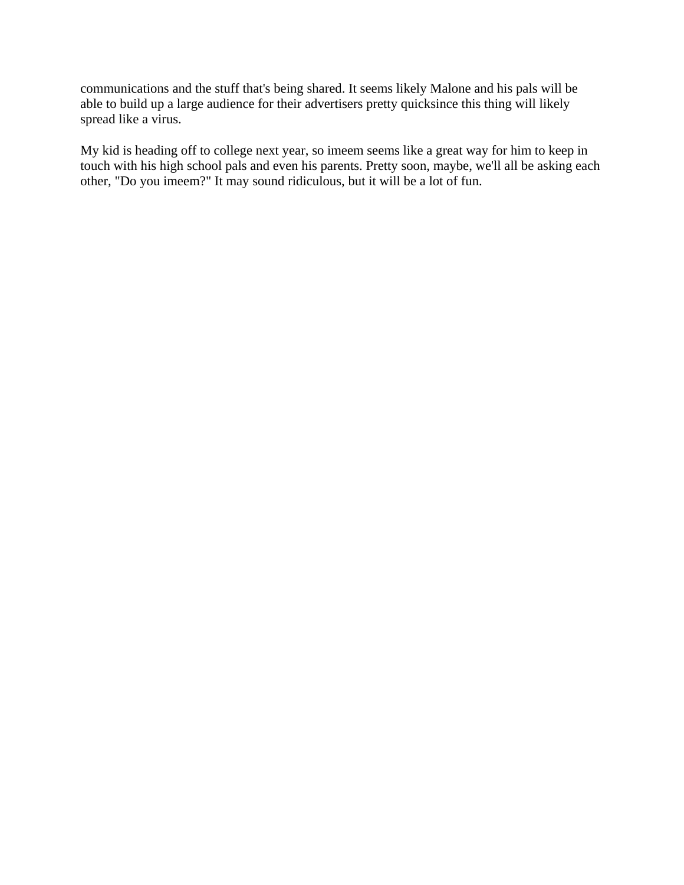communications and the stuff that's being shared. It seems likely Malone and his pals will be able to build up a large audience for their advertisers pretty quicksince this thing will likely spread like a virus.

My kid is heading off to college next year, so imeem seems like a great way for him to keep in touch with his high school pals and even his parents. Pretty soon, maybe, we'll all be asking each other, "Do you imeem?" It may sound ridiculous, but it will be a lot of fun.